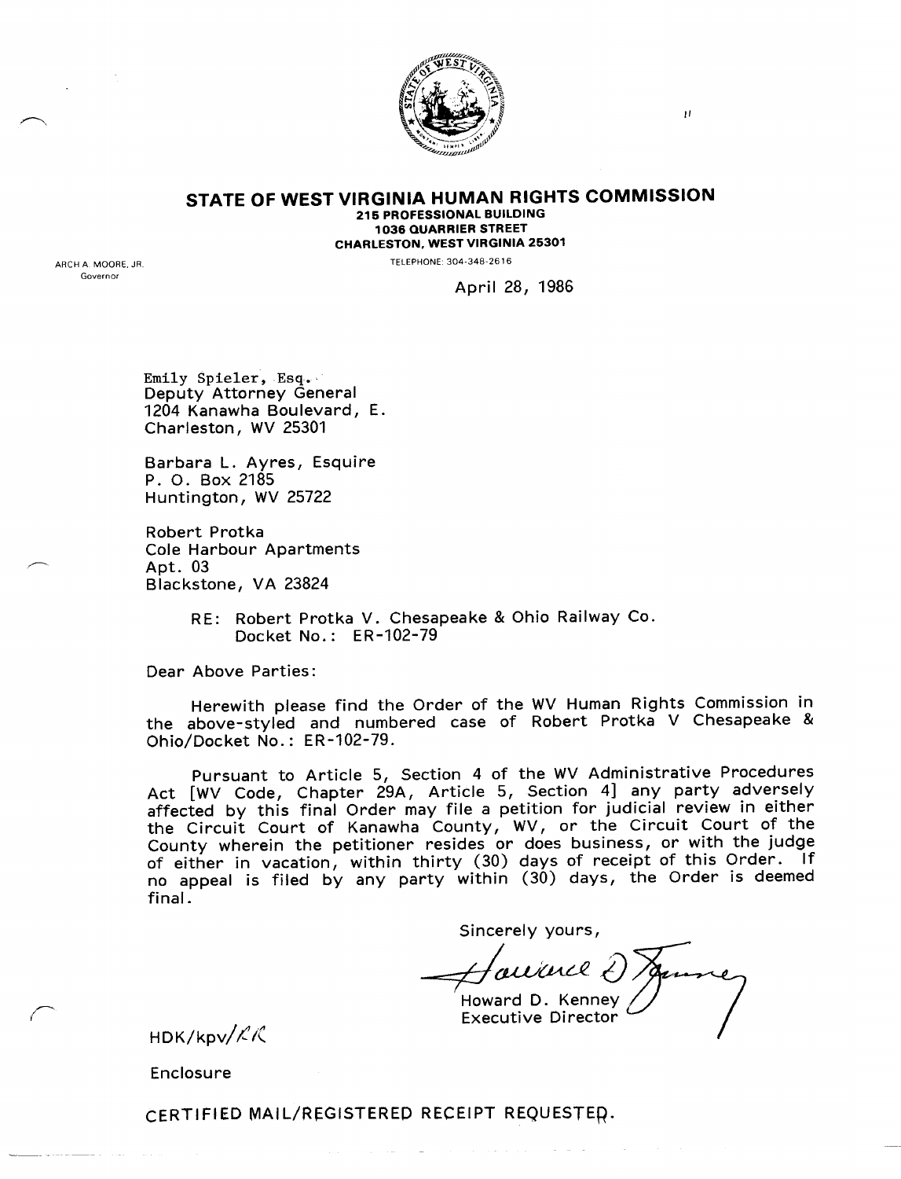# STATE OF WEST VIRGINIA HUMAN RIGHTS COMMISSION

**215 PROFESSIONAL BUILDING**
**1036 QUARRIER STREET**
**CHARLESTON, WEST VIRGINIA 25301**

TELEPHONE: 304-348-2616

ARCH A. MOORE, JR.
Governor

April 28, 1986

Emily Spieler, Esq.
Deputy Attorney General
1204 Kanawha Boulevard, E.
Charleston, WV 25301

Barbara L. Ayres, Esquire
P. O. Box 2185
Huntington, WV 25722

Robert Protka
Cole Harbour Apartments
Apt. 03
Blackstone, VA 23824

RE: Robert Protka V. Chesapeake & Ohio Railway Co.
Docket No.: ER-102-79

Dear Above Parties:

Herewith please find the Order of the WV Human Rights Commission in the above-styled and numbered case of Robert Protka V Chesapeake & Ohio/Docket No.: ER-102-79.

Pursuant to Article 5, Section 4 of the WV Administrative Procedures Act [WV Code, Chapter 29A, Article 5, Section 4] any party adversely affected by this final Order may file a petition for judicial review in either the Circuit Court of Kanawha County, WV, or the Circuit Court of the County wherein the petitioner resides or does business, or with the judge of either in vacation, within thirty (30) days of receipt of this Order. If no appeal is filed by any party within (30) days, the Order is deemed final.

Sincerely yours,

Howard D. Kenney
Executive Director

HDK/kpv/KK

Enclosure

CERTIFIED MAIL/REGISTERED RECEIPT REQUESTED.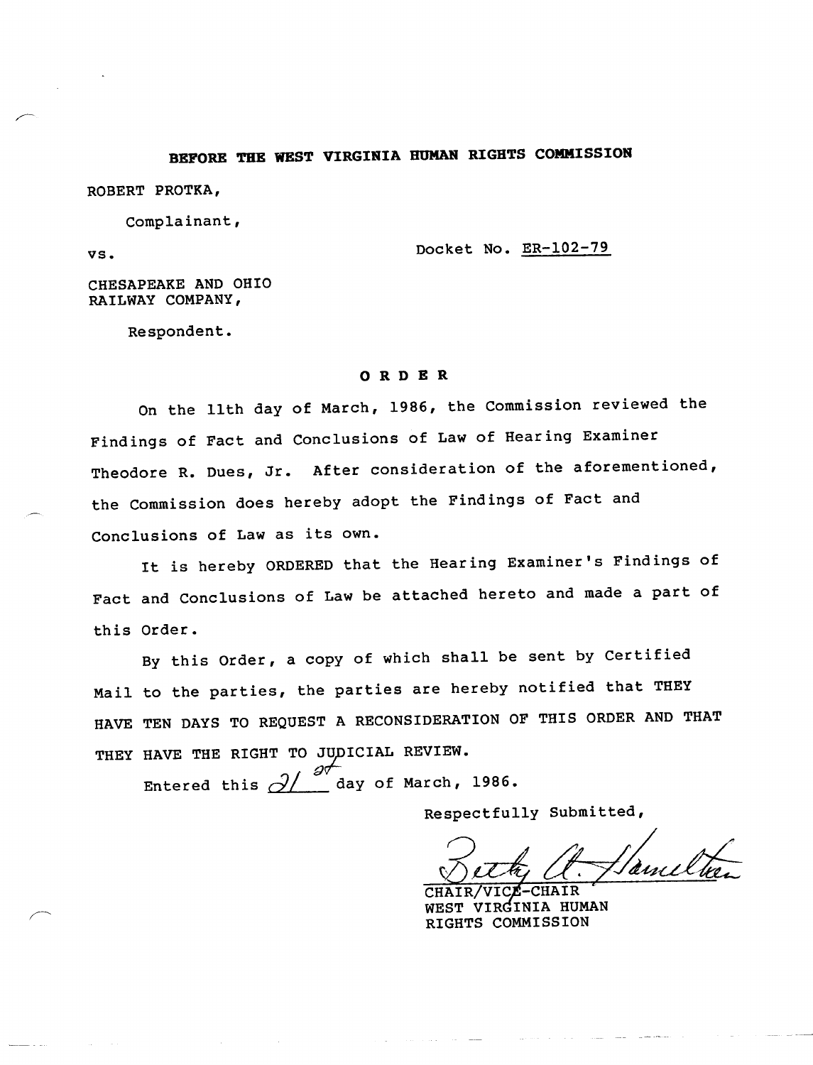**BEFORE THE WEST VIRGINIA HUMAN RIGHTS COMMISSION**

ROBERT PROTKA,

Complainant,

vs. Docket No. ER-102-79

CHESAPEAKE AND OHIO RAILWAY COMPANY,

Respondent.

**O R D E R**

On the 11th day of March, 1986, the Commission reviewed the Findings of Fact and Conclusions of Law of Hearing Examiner Theodore R. Dues, Jr. After consideration of the aforementioned, the Commission does hereby adopt the Findings of Fact and Conclusions of Law as its own.

It is hereby ORDERED that the Hearing Examiner's Findings of Fact and Conclusions of Law be attached hereto and made a part of this Order.

By this Order, a copy of which shall be sent by Certified Mail to the parties, the parties are hereby notified that THEY HAVE TEN DAYS TO REQUEST A RECONSIDERATION OF THIS ORDER AND THAT THEY HAVE THE RIGHT TO JUDICIAL REVIEW.

Entered this 21st day of March, 1986.

Respectfully Submitted,

Betty A. Hamilton

CHAIR/VICE-CHAIR
WEST VIRGINIA HUMAN RIGHTS COMMISSION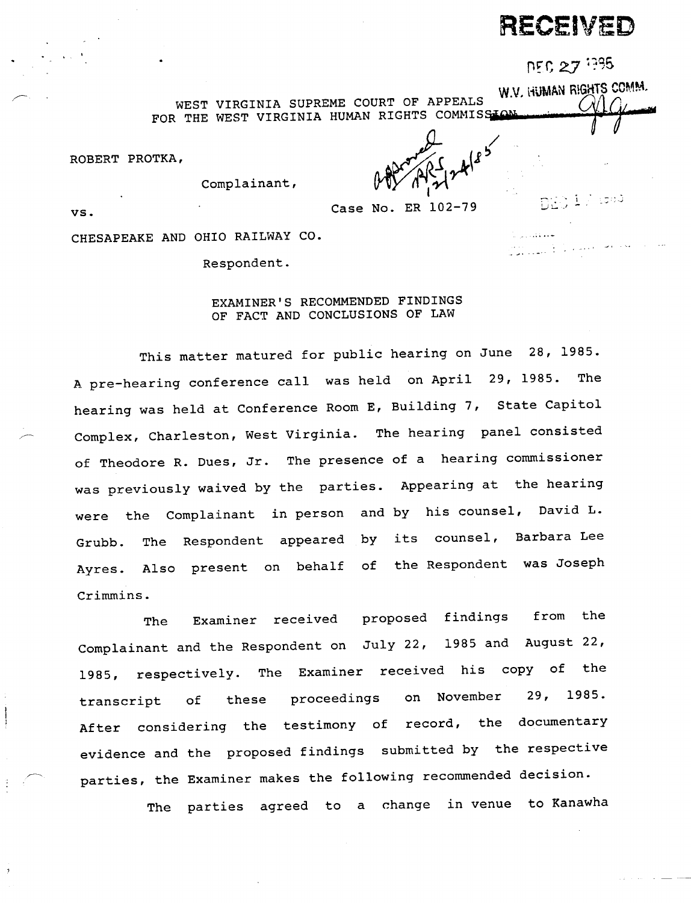**RECEIVED**

DEC 27 1985

W.V. HUMAN RIGHTS COMM.

WEST VIRGINIA SUPREME COURT OF APPEALS
FOR THE WEST VIRGINIA HUMAN RIGHTS COMMISSION

ROBERT PROTKA,

Complainant,

vs. Case No. ER 102-79

CHESAPEAKE AND OHIO RAILWAY CO.

Respondent.

Approved ARS 12/24/85

## EXAMINER'S RECOMMENDED FINDINGS OF FACT AND CONCLUSIONS OF LAW

This matter matured for public hearing on June 28, 1985. A pre-hearing conference call was held on April 29, 1985. The hearing was held at Conference Room E, Building 7, State Capitol Complex, Charleston, West Virginia. The hearing panel consisted of Theodore R. Dues, Jr. The presence of a hearing commissioner was previously waived by the parties. Appearing at the hearing were the Complainant in person and by his counsel, David L. Grubb. The Respondent appeared by its counsel, Barbara Lee Ayres. Also present on behalf of the Respondent was Joseph Crimmins.

The Examiner received proposed findings from the Complainant and the Respondent on July 22, 1985 and August 22, 1985, respectively. The Examiner received his copy of the transcript of these proceedings on November 29, 1985. After considering the testimony of record, the documentary evidence and the proposed findings submitted by the respective parties, the Examiner makes the following recommended decision.

The parties agreed to a change in venue to Kanawha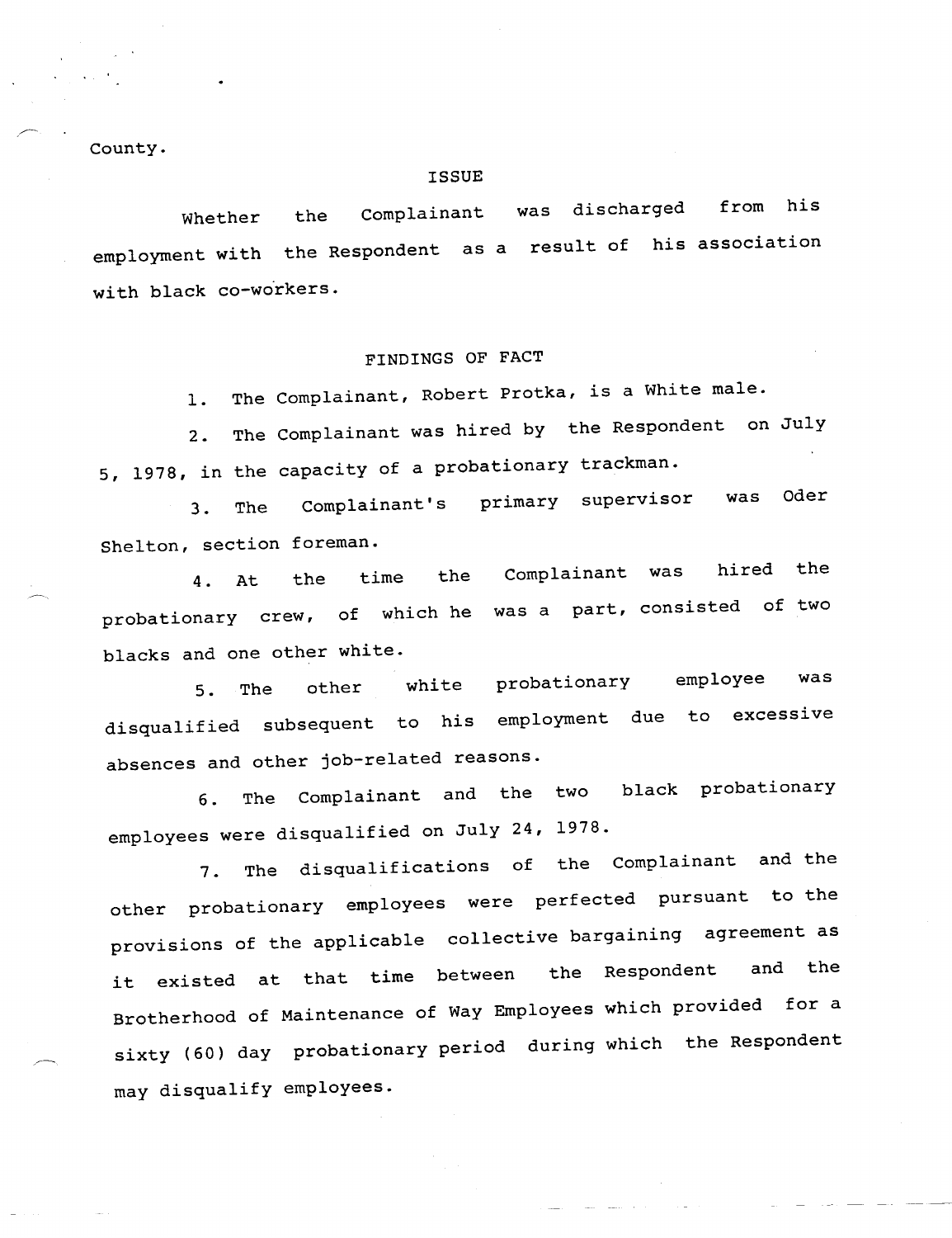County.

## ISSUE

Whether the Complainant was discharged from his employment with the Respondent as a result of his association with black co-workers.

## FINDINGS OF FACT

1. The Complainant, Robert Protka, is a White male.

2. The Complainant was hired by the Respondent on July 5, 1978, in the capacity of a probationary trackman.

3. The Complainant's primary supervisor was Oder Shelton, section foreman.

4. At the time the Complainant was hired the probationary crew, of which he was a part, consisted of two blacks and one other white.

5. The other white probationary employee was disqualified subsequent to his employment due to excessive absences and other job-related reasons.

6. The Complainant and the two black probationary employees were disqualified on July 24, 1978.

7. The disqualifications of the Complainant and the other probationary employees were perfected pursuant to the provisions of the applicable collective bargaining agreement as it existed at that time between the Respondent and the Brotherhood of Maintenance of Way Employees which provided for a sixty (60) day probationary period during which the Respondent may disqualify employees.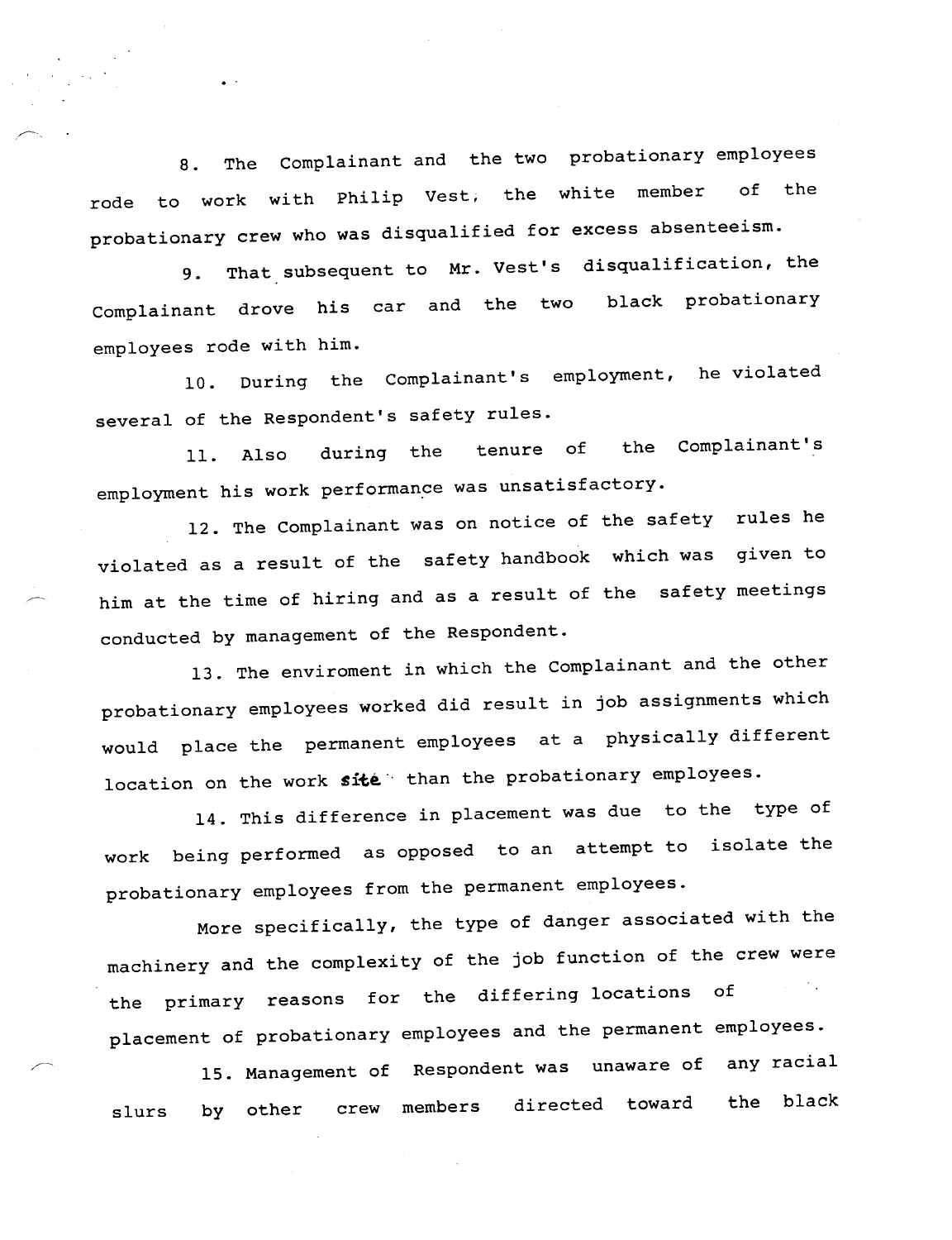8. The Complainant and the two probationary employees rode to work with Philip Vest, the white member of the probationary crew who was disqualified for excess absenteeism.

9. That subsequent to Mr. Vest's disqualification, the Complainant drove his car and the two black probationary employees rode with him.

10. During the Complainant's employment, he violated several of the Respondent's safety rules.

11. Also during the tenure of the Complainant's employment his work performance was unsatisfactory.

12. The Complainant was on notice of the safety rules he violated as a result of the safety handbook which was given to him at the time of hiring and as a result of the safety meetings conducted by management of the Respondent.

13. The enviroment in which the Complainant and the other probationary employees worked did result in job assignments which would place the permanent employees at a physically different location on the work site than the probationary employees.

14. This difference in placement was due to the type of work being performed as opposed to an attempt to isolate the probationary employees from the permanent employees.

More specifically, the type of danger associated with the machinery and the complexity of the job function of the crew were the primary reasons for the differing locations of placement of probationary employees and the permanent employees.

15. Management of Respondent was unaware of any racial slurs by other crew members directed toward the black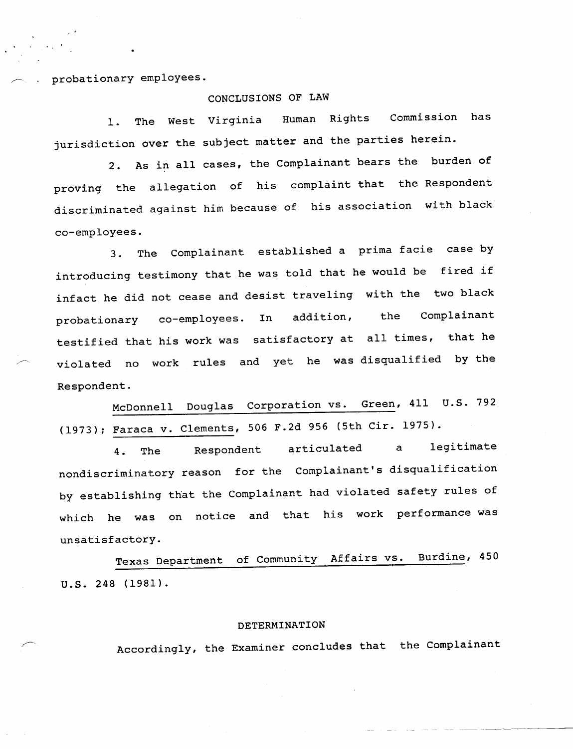probationary employees.

## CONCLUSIONS OF LAW

1. The West Virginia Human Rights Commission has jurisdiction over the subject matter and the parties herein.

2. As in all cases, the Complainant bears the burden of proving the allegation of his complaint that the Respondent discriminated against him because of his association with black co-employees.

3. The Complainant established a prima facie case by introducing testimony that he was told that he would be fired if infact he did not cease and desist traveling with the two black probationary co-employees. In addition, the Complainant testified that his work was satisfactory at all times, that he violated no work rules and yet he was disqualified by the Respondent.

McDonnell Douglas Corporation vs. Green, 411 U.S. 792 (1973); Faraca v. Clements, 506 F.2d 956 (5th Cir. 1975).

4. The Respondent articulated a legitimate nondiscriminatory reason for the Complainant's disqualification by establishing that the Complainant had violated safety rules of which he was on notice and that his work performance was unsatisfactory.

Texas Department of Community Affairs vs. Burdine, 450 U.S. 248 (1981).

## DETERMINATION

Accordingly, the Examiner concludes that the Complainant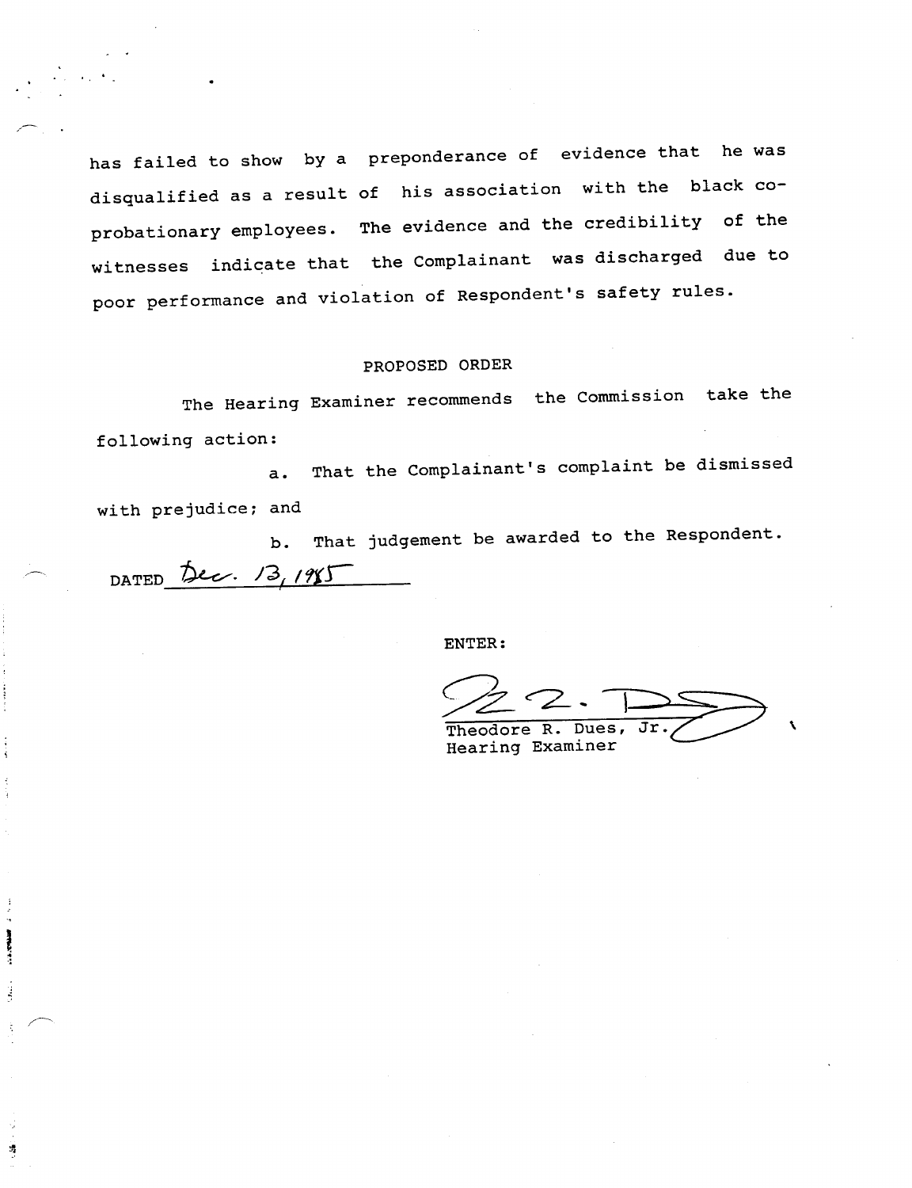has failed to show by a preponderance of evidence that he was disqualified as a result of his association with the black co-probationary employees. The evidence and the credibility of the witnesses indicate that the Complainant was discharged due to poor performance and violation of Respondent's safety rules.

## PROPOSED ORDER

The Hearing Examiner recommends the Commission take the following action:

a. That the Complainant's complaint be dismissed with prejudice; and

b. That judgement be awarded to the Respondent.

DATED Dec. 13, 1985

ENTER:

Theodore R. Dues, Jr.
Hearing Examiner